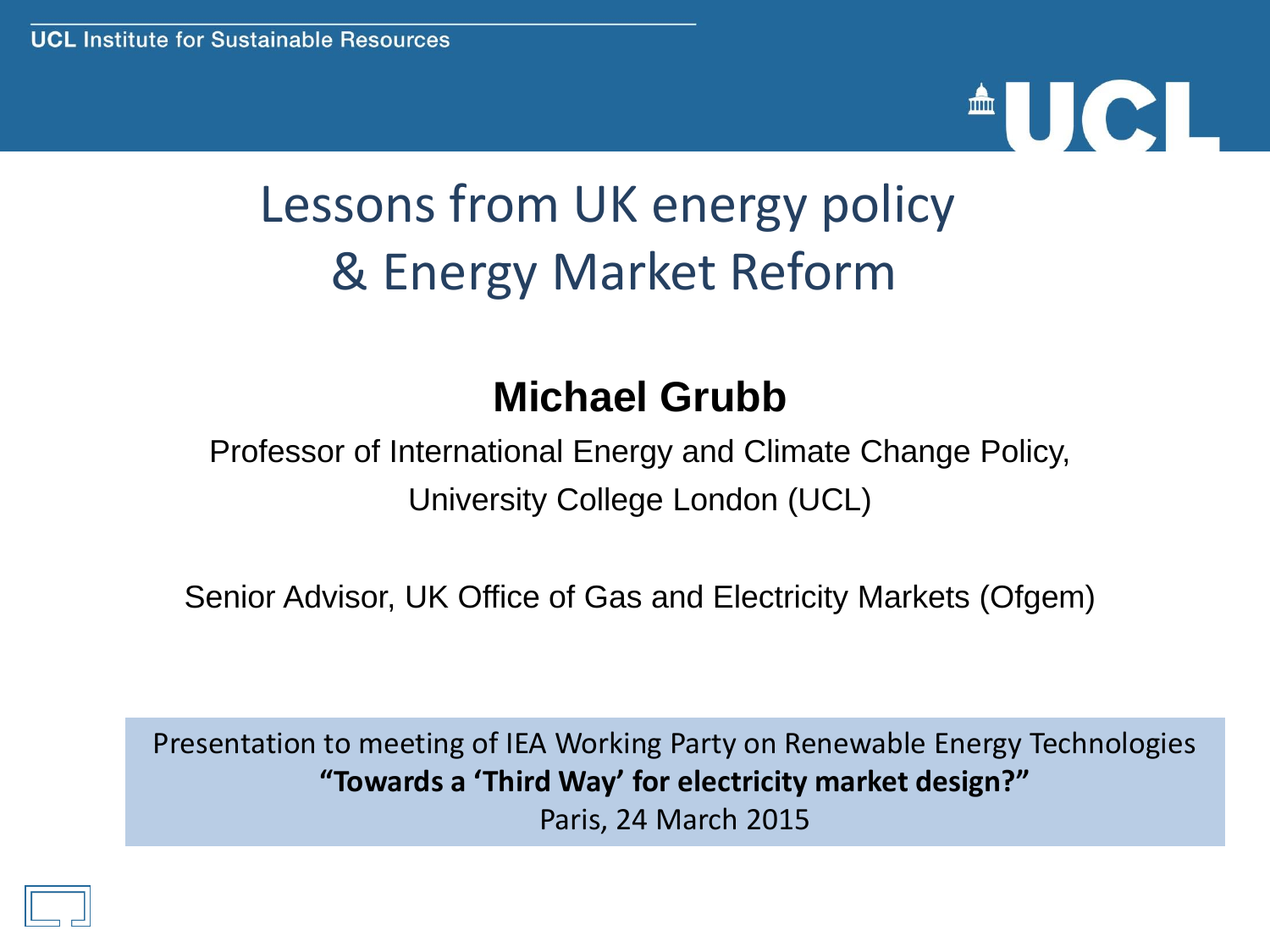UCL Institute for Sustainable Resources

# Lessons from UK energy policy & Energy Market Reform

**Michael Grubb**

Professor of International Energy and Climate Change Policy, University College London (UCL)

Senior Advisor, UK Office of Gas and Electricity Markets (Ofgem)

Presentation to meeting of IEA Working Party on Renewable Energy Technologies
**"Towards a 'Third Way' for electricity market design?"**
Paris, 24 March 2015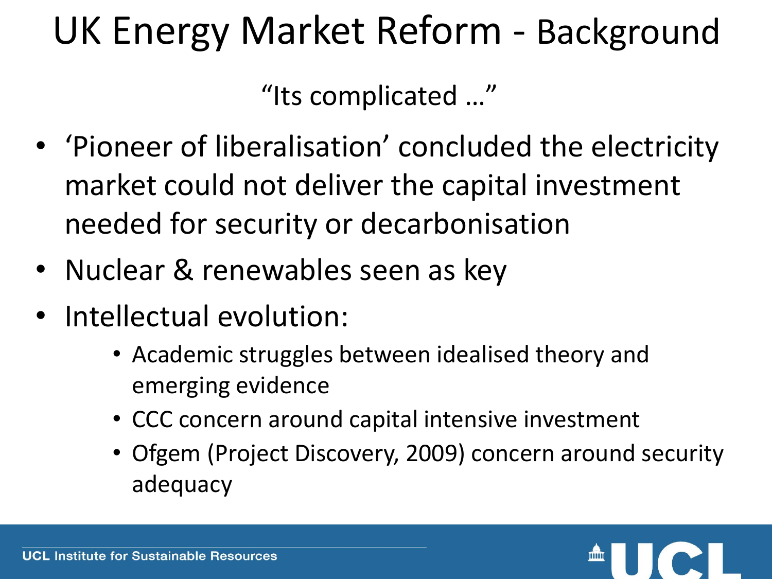# UK Energy Market Reform - Background

"Its complicated …"

- 'Pioneer of liberalisation' concluded the electricity market could not deliver the capital investment needed for security or decarbonisation
- Nuclear & renewables seen as key
- Intellectual evolution:
  - Academic struggles between idealised theory and emerging evidence
  - CCC concern around capital intensive investment
  - Ofgem (Project Discovery, 2009) concern around security adequacy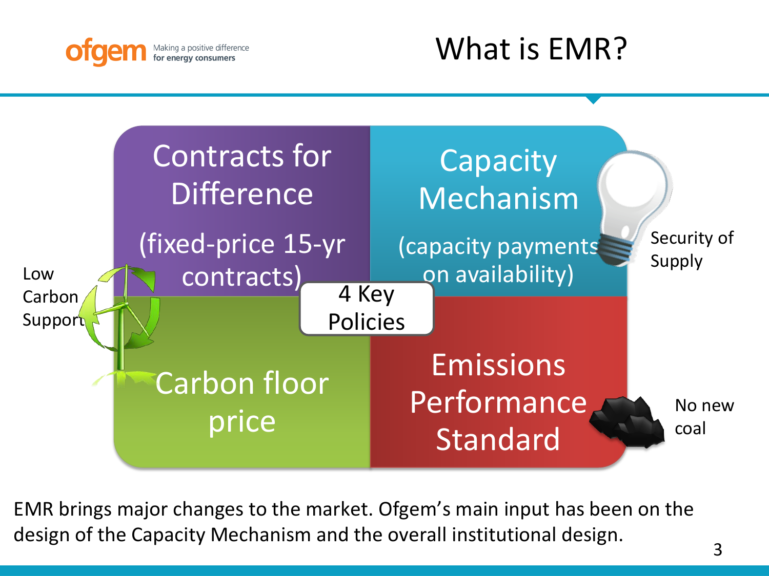# What is EMR?

**4 Key Policies**

- **Contracts for Difference** (fixed-price 15-yr contracts)
- **Capacity Mechanism** (capacity payments on availability)
- **Carbon floor price**
- **Emissions Performance Standard**

Low Carbon Support

Security of Supply

No new coal

EMR brings major changes to the market. Ofgem's main input has been on the design of the Capacity Mechanism and the overall institutional design.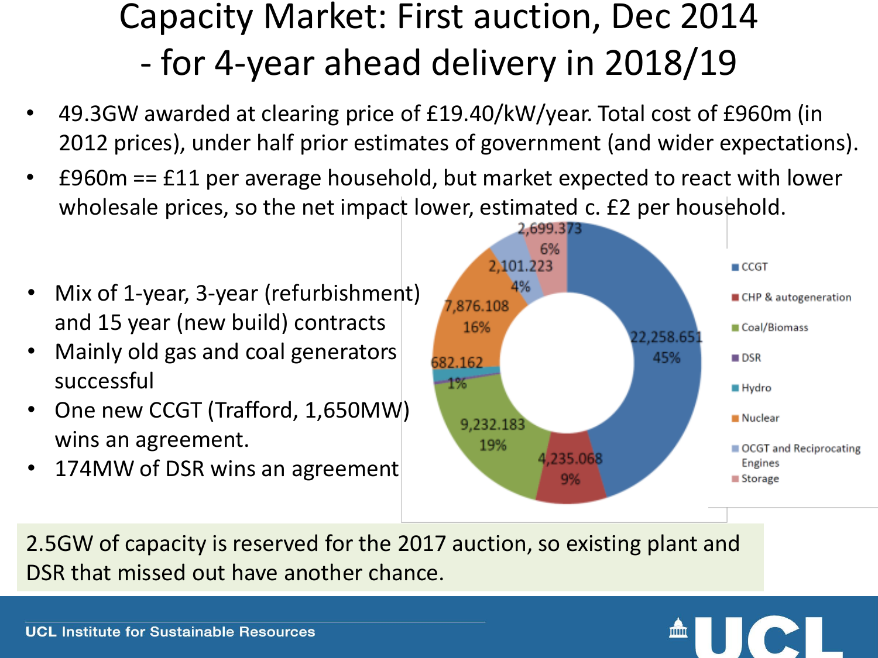# Capacity Market: First auction, Dec 2014 - for 4-year ahead delivery in 2018/19

- 49.3GW awarded at clearing price of £19.40/kW/year. Total cost of £960m (in 2012 prices), under half prior estimates of government (and wider expectations).
- £960m == £11 per average household, but market expected to react with lower wholesale prices, so the net impact lower, estimated c. £2 per household.

- Mix of 1-year, 3-year (refurbishment) and 15 year (new build) contracts
- Mainly old gas and coal generators successful
- One new CCGT (Trafford, 1,650MW) wins an agreement.
- 174MW of DSR wins an agreement

| Technology | Capacity (MW) | Share |
|---|---|---|
| CCGT | 22,258.651 | 45% |
| CHP & autogeneration | 4,235.068 | 9% |
| Coal/Biomass | 9,232.183 | 19% |
| DSR | | |
| Hydro | 682.162 | 1% |
| Nuclear | 7,876.108 | 16% |
| OCGT and Reciprocating Engines | 2,101.223 | 4% |
| Storage | 2,699.373 | 6% |

2.5GW of capacity is reserved for the 2017 auction, so existing plant and DSR that missed out have another chance.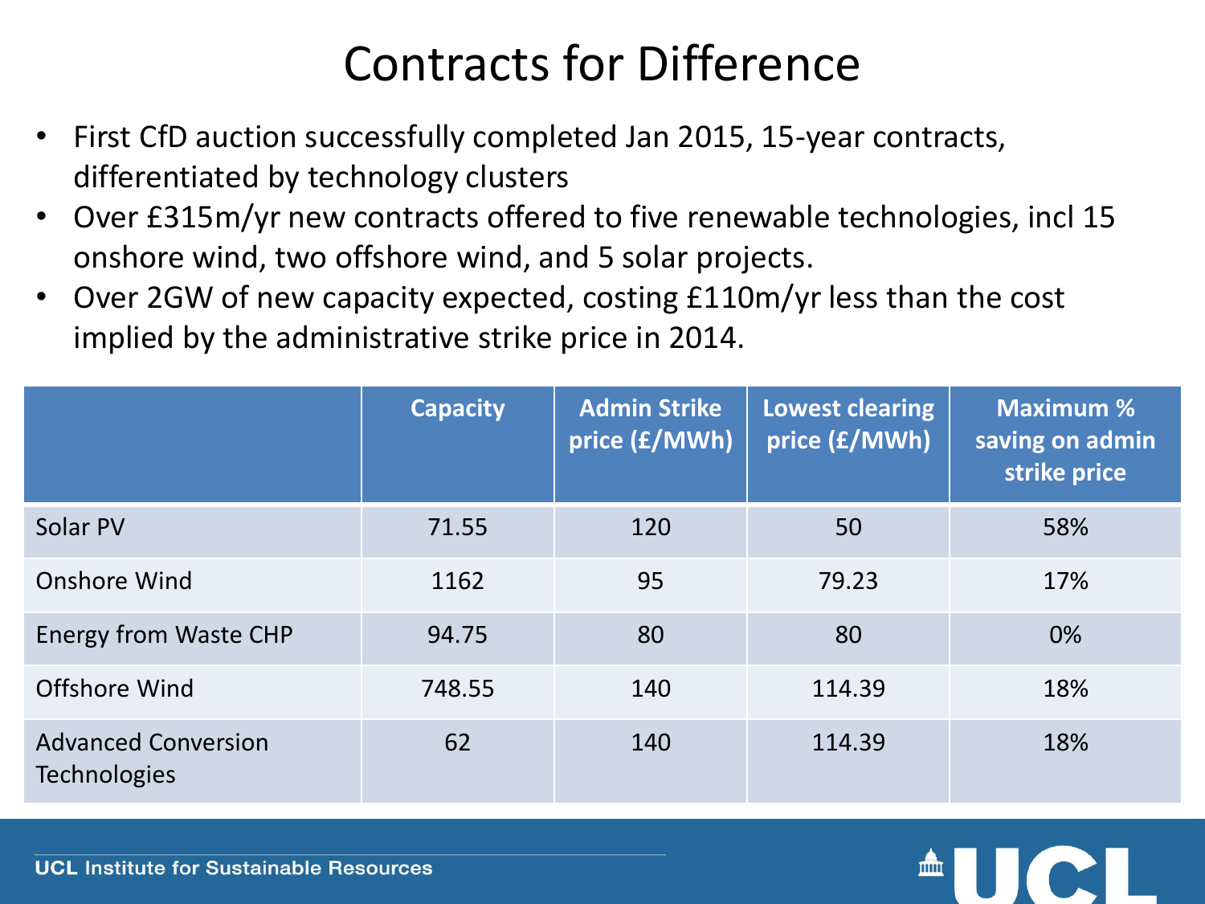# Contracts for Difference

- First CfD auction successfully completed Jan 2015, 15-year contracts, differentiated by technology clusters
- Over £315m/yr new contracts offered to five renewable technologies, incl 15 onshore wind, two offshore wind, and 5 solar projects.
- Over 2GW of new capacity expected, costing £110m/yr less than the cost implied by the administrative strike price in 2014.

| | Capacity | Admin Strike price (£/MWh) | Lowest clearing price (£/MWh) | Maximum % saving on admin strike price |
|---|---|---|---|---|
| Solar PV | 71.55 | 120 | 50 | 58% |
| Onshore Wind | 1162 | 95 | 79.23 | 17% |
| Energy from Waste CHP | 94.75 | 80 | 80 | 0% |
| Offshore Wind | 748.55 | 140 | 114.39 | 18% |
| Advanced Conversion Technologies | 62 | 140 | 114.39 | 18% |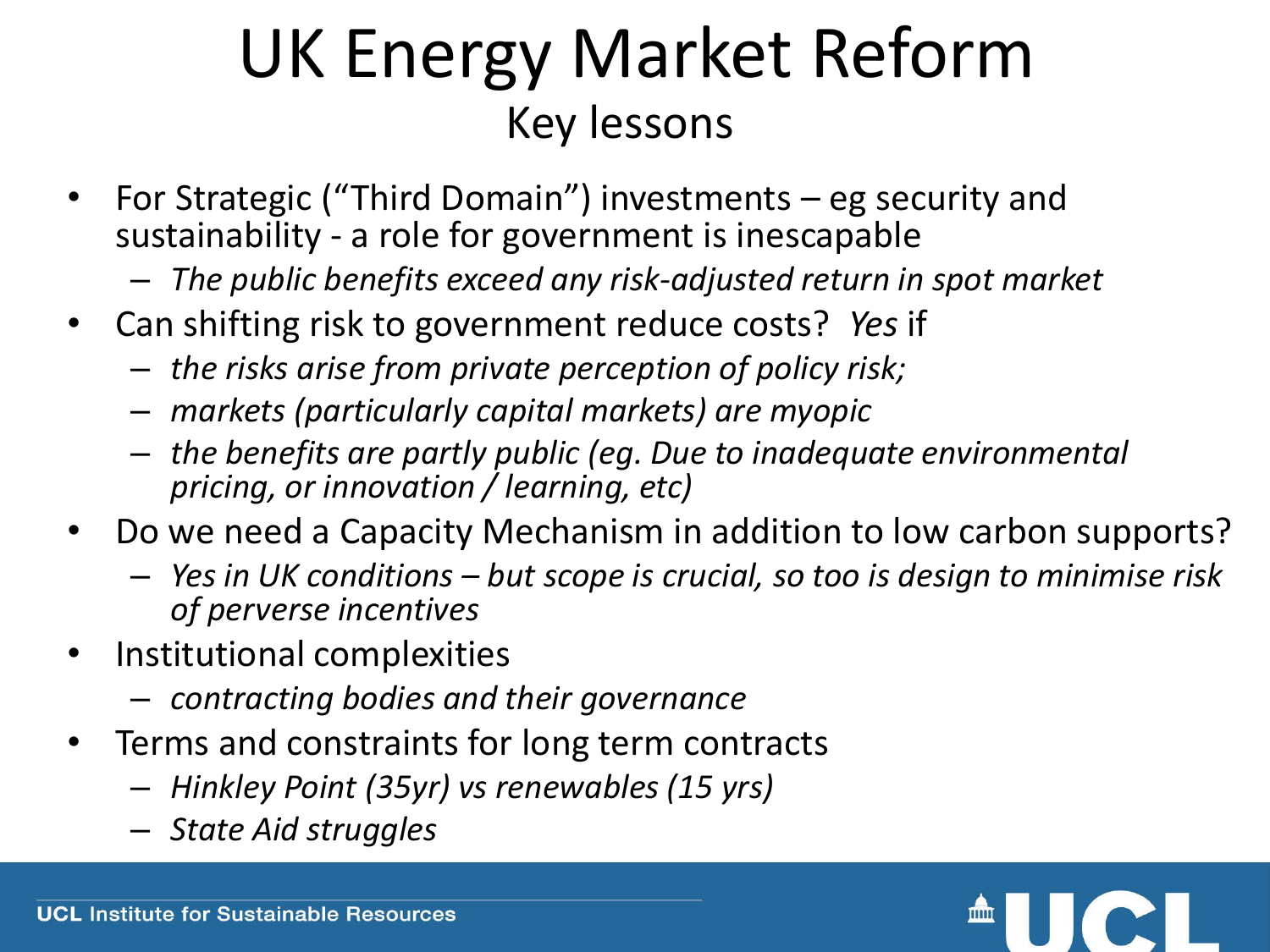# UK Energy Market Reform

## Key lessons

- For Strategic ("Third Domain") investments – eg security and sustainability - a role for government is inescapable
  - *The public benefits exceed any risk-adjusted return in spot market*
- Can shifting risk to government reduce costs? *Yes* if
  - *the risks arise from private perception of policy risk;*
  - *markets (particularly capital markets) are myopic*
  - *the benefits are partly public (eg. Due to inadequate environmental pricing, or innovation / learning, etc)*
- Do we need a Capacity Mechanism in addition to low carbon supports?
  - *Yes in UK conditions – but scope is crucial, so too is design to minimise risk of perverse incentives*
- Institutional complexities
  - *contracting bodies and their governance*
- Terms and constraints for long term contracts
  - *Hinkley Point (35yr) vs renewables (15 yrs)*
  - *State Aid struggles*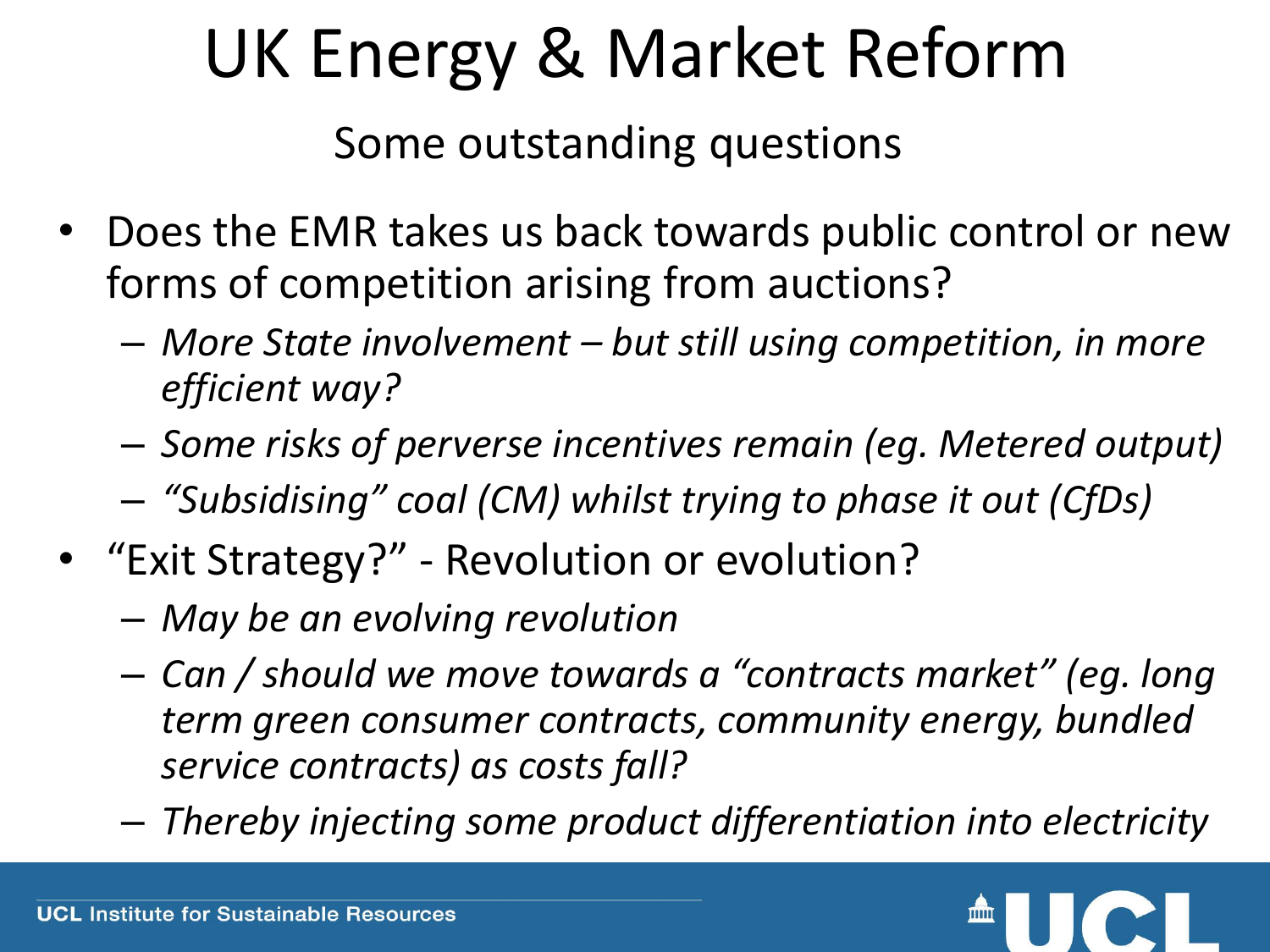# UK Energy & Market Reform

## Some outstanding questions

- Does the EMR takes us back towards public control or new forms of competition arising from auctions?
  - *More State involvement – but still using competition, in more efficient way?*
  - *Some risks of perverse incentives remain (eg. Metered output)*
  - *"Subsidising" coal (CM) whilst trying to phase it out (CfDs)*
- "Exit Strategy?" - Revolution or evolution?
  - *May be an evolving revolution*
  - *Can / should we move towards a "contracts market" (eg. long term green consumer contracts, community energy, bundled service contracts) as costs fall?*
  - *Thereby injecting some product differentiation into electricity*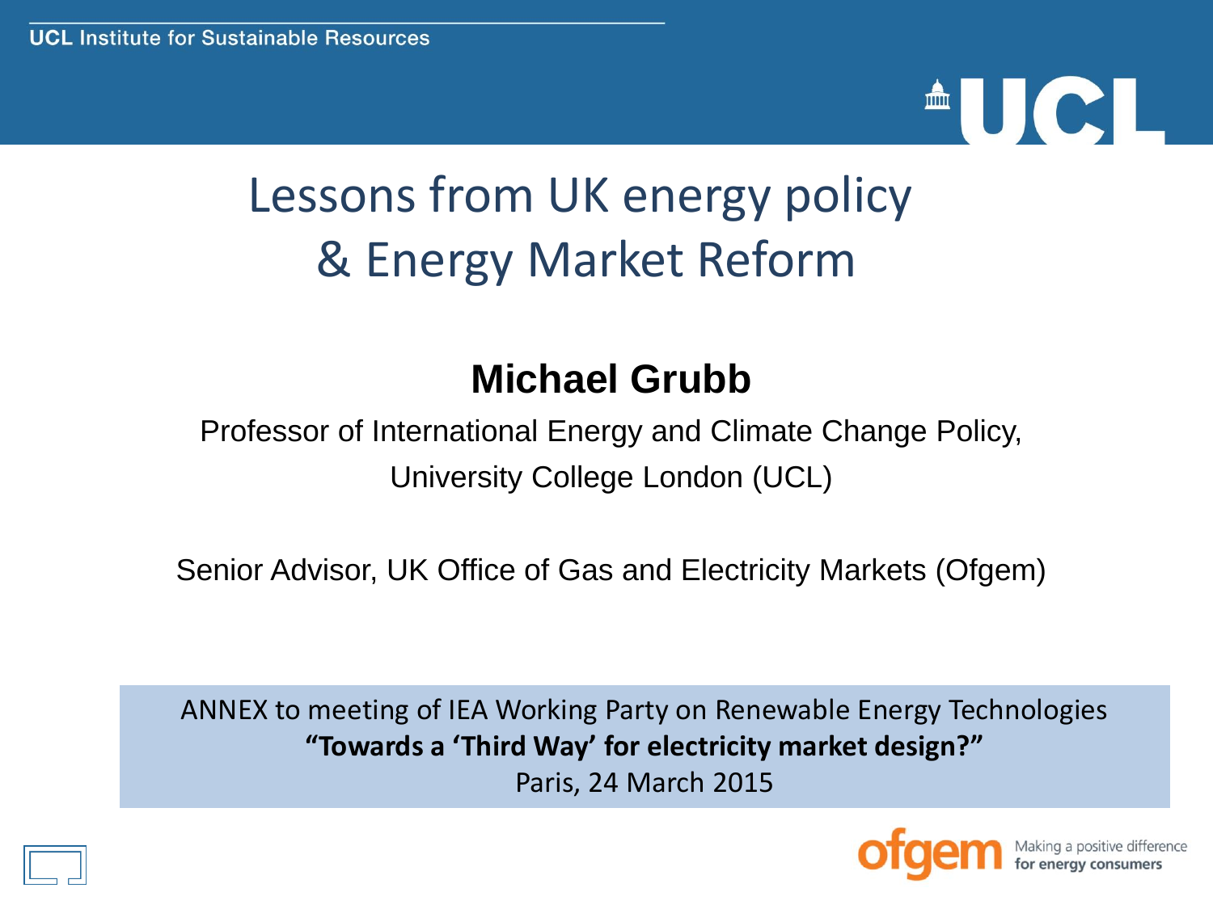UCL Institute for Sustainable Resources

# Lessons from UK energy policy & Energy Market Reform

## Michael Grubb

Professor of International Energy and Climate Change Policy, University College London (UCL)

Senior Advisor, UK Office of Gas and Electricity Markets (Ofgem)

ANNEX to meeting of IEA Working Party on Renewable Energy Technologies
**"Towards a 'Third Way' for electricity market design?"**
Paris, 24 March 2015

ofgem Making a positive difference for energy consumers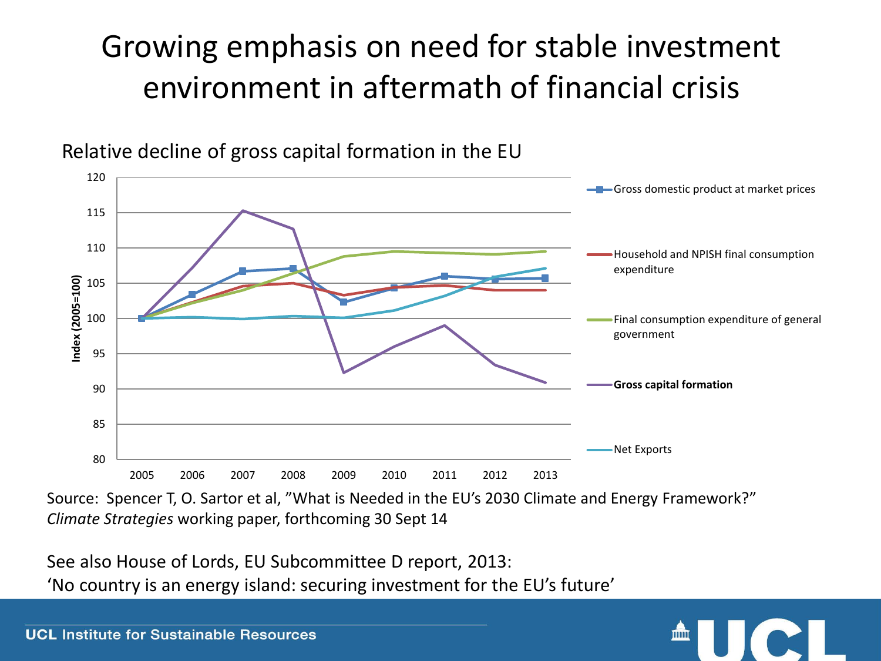# Growing emphasis on need for stable investment environment in aftermath of financial crisis

Relative decline of gross capital formation in the EU

Index (2005=100)

120
115
110
105
100
95
90
85
80

2005 2006 2007 2008 2009 2010 2011 2012 2013

Gross domestic product at market prices

Household and NPISH final consumption expenditure

Final consumption expenditure of general government

**Gross capital formation**

Net Exports

Source: Spencer T, O. Sartor et al, "What is Needed in the EU's 2030 Climate and Energy Framework?" *Climate Strategies* working paper, forthcoming 30 Sept 14

See also House of Lords, EU Subcommittee D report, 2013:
'No country is an energy island: securing investment for the EU's future'

UCL Institute for Sustainable Resources